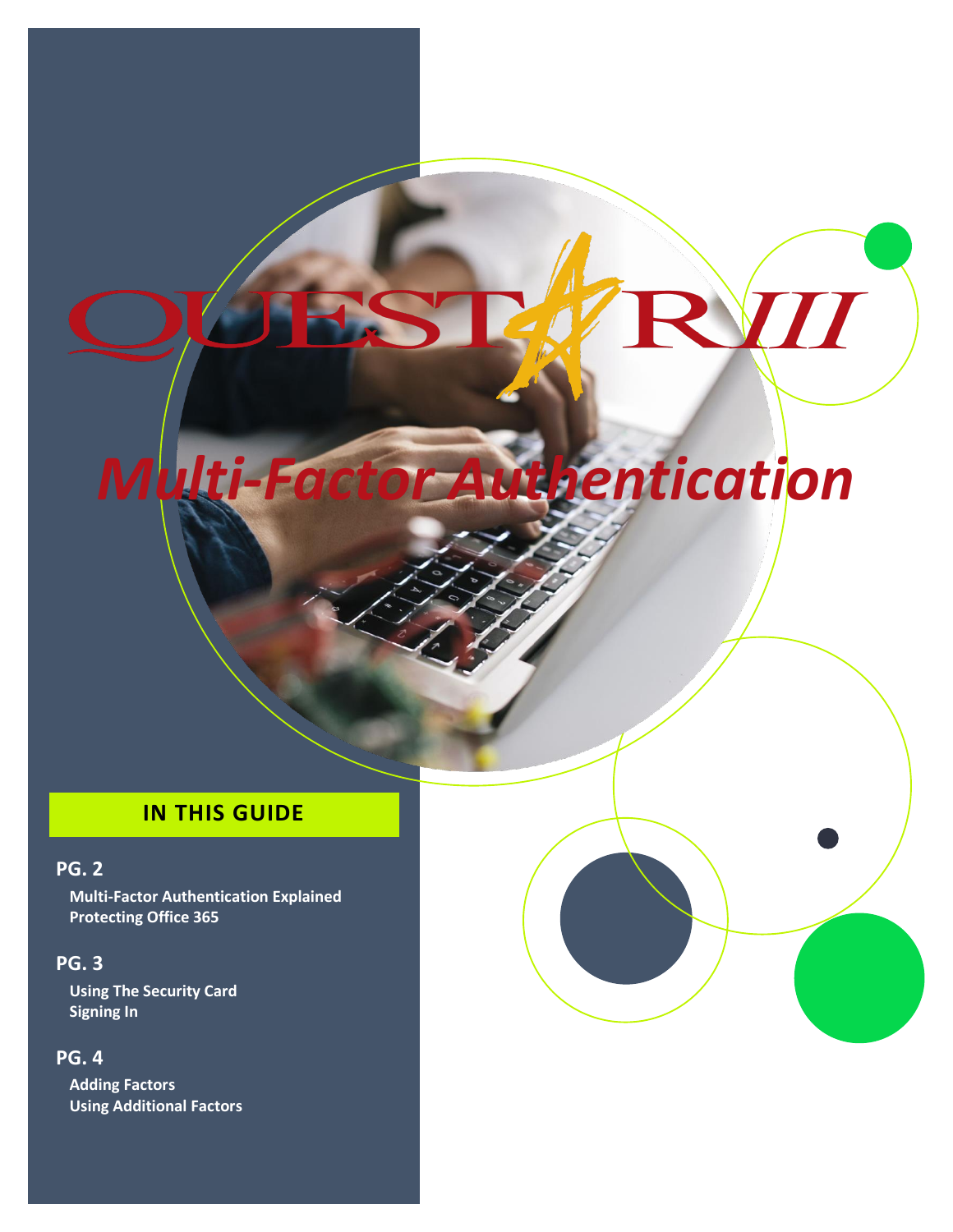# QUESTAR III

# *Multi-Factor Authentication*

## IN THIS GUIDE

**PG. 2**

**Multi-Factor Authentication Explained**
**Protecting Office 365**

**PG. 3**

**Using The Security Card**
**Signing In**

**PG. 4**

**Adding Factors**
**Using Additional Factors**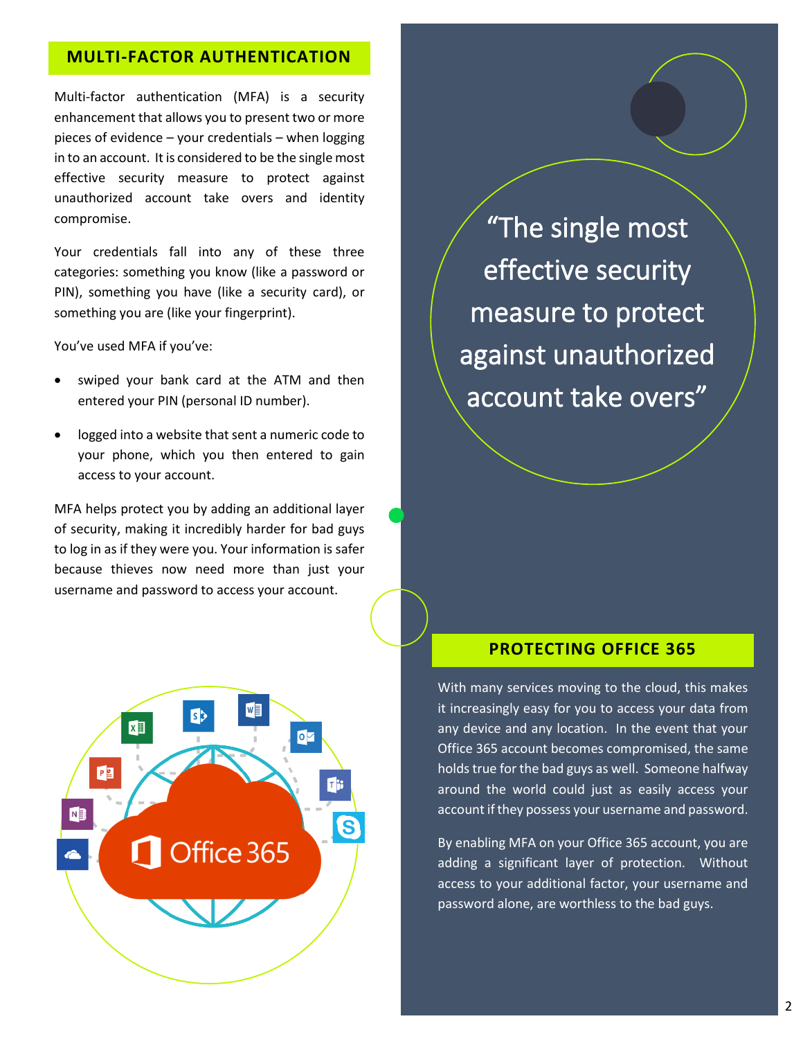## MULTI-FACTOR AUTHENTICATION

Multi-factor authentication (MFA) is a security enhancement that allows you to present two or more pieces of evidence – your credentials – when logging in to an account. It is considered to be the single most effective security measure to protect against unauthorized account take overs and identity compromise.

Your credentials fall into any of these three categories: something you know (like a password or PIN), something you have (like a security card), or something you are (like your fingerprint).

You've used MFA if you've:

- swiped your bank card at the ATM and then entered your PIN (personal ID number).
- logged into a website that sent a numeric code to your phone, which you then entered to gain access to your account.

MFA helps protect you by adding an additional layer of security, making it incredibly harder for bad guys to log in as if they were you. Your information is safer because thieves now need more than just your username and password to access your account.

"The single most effective security measure to protect against unauthorized account take overs"

## PROTECTING OFFICE 365

With many services moving to the cloud, this makes it increasingly easy for you to access your data from any device and any location. In the event that your Office 365 account becomes compromised, the same holds true for the bad guys as well. Someone halfway around the world could just as easily access your account if they possess your username and password.

By enabling MFA on your Office 365 account, you are adding a significant layer of protection. Without access to your additional factor, your username and password alone, are worthless to the bad guys.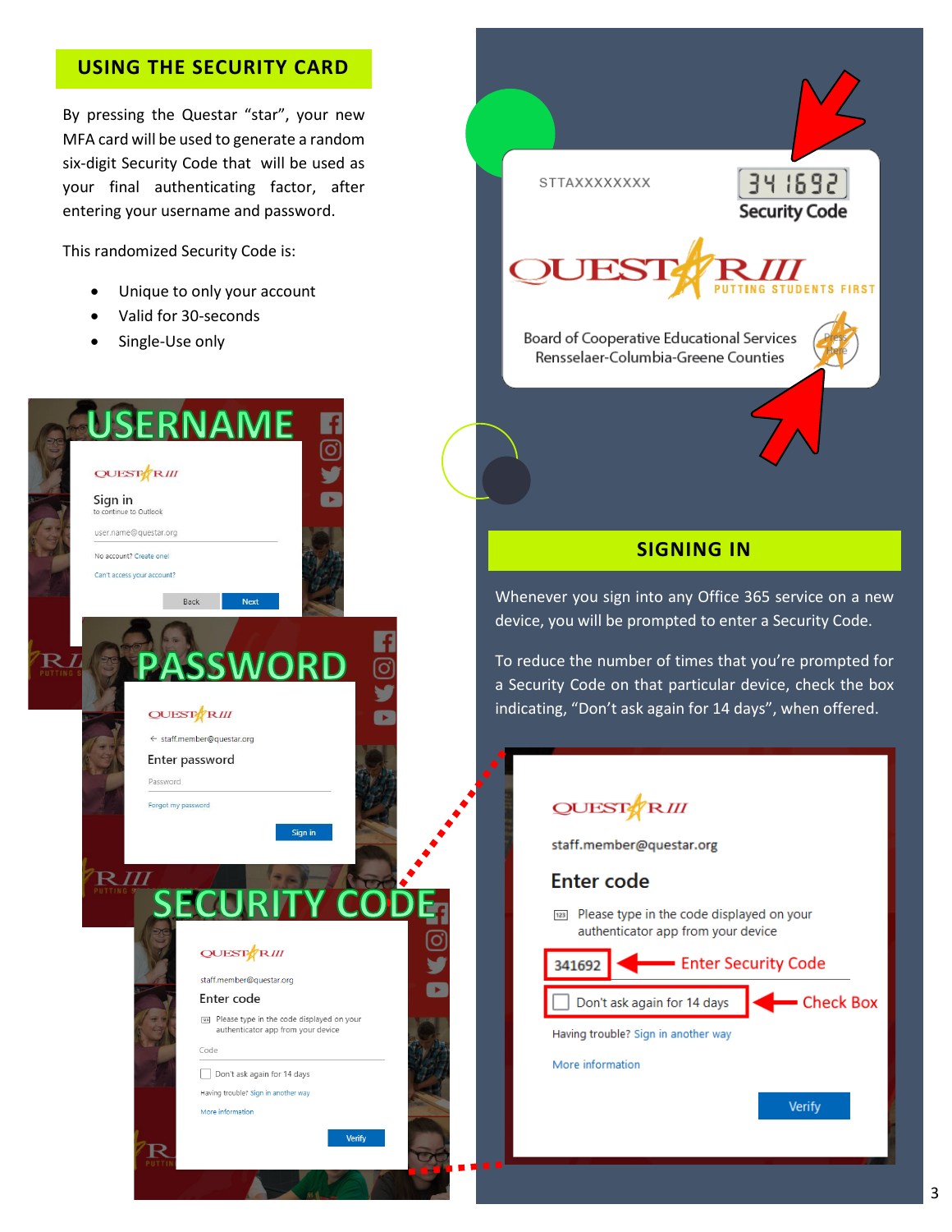## USING THE SECURITY CARD

By pressing the Questar "star", your new MFA card will be used to generate a random six-digit Security Code that will be used as your final authenticating factor, after entering your username and password.

This randomized Security Code is:

- Unique to only your account
- Valid for 30-seconds
- Single-Use only

USERNAME

PASSWORD

SECURITY CODE

## SIGNING IN

Whenever you sign into any Office 365 service on a new device, you will be prompted to enter a Security Code.

To reduce the number of times that you're prompted for a Security Code on that particular device, check the box indicating, "Don't ask again for 14 days", when offered.

Enter Security Code

Check Box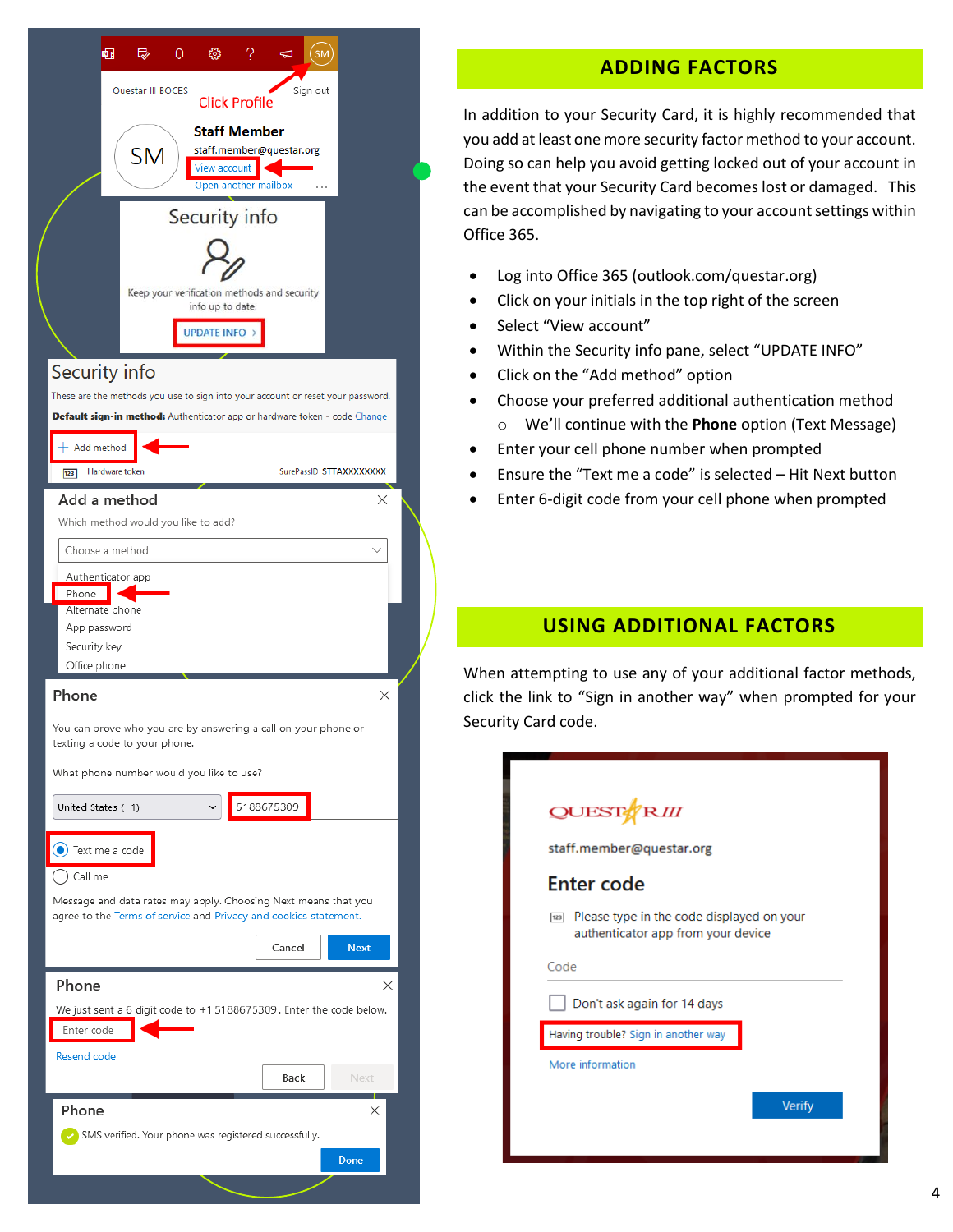## ADDING FACTORS

In addition to your Security Card, it is highly recommended that you add at least one more security factor method to your account. Doing so can help you avoid getting locked out of your account in the event that your Security Card becomes lost or damaged. This can be accomplished by navigating to your account settings within Office 365.

- Log into Office 365 (outlook.com/questar.org)
- Click on your initials in the top right of the screen
- Select "View account"
- Within the Security info pane, select "UPDATE INFO"
- Click on the "Add method" option
- Choose your preferred additional authentication method
  - We'll continue with the **Phone** option (Text Message)
- Enter your cell phone number when prompted
- Ensure the "Text me a code" is selected – Hit Next button
- Enter 6-digit code from your cell phone when prompted

## USING ADDITIONAL FACTORS

When attempting to use any of your additional factor methods, click the link to "Sign in another way" when prompted for your Security Card code.